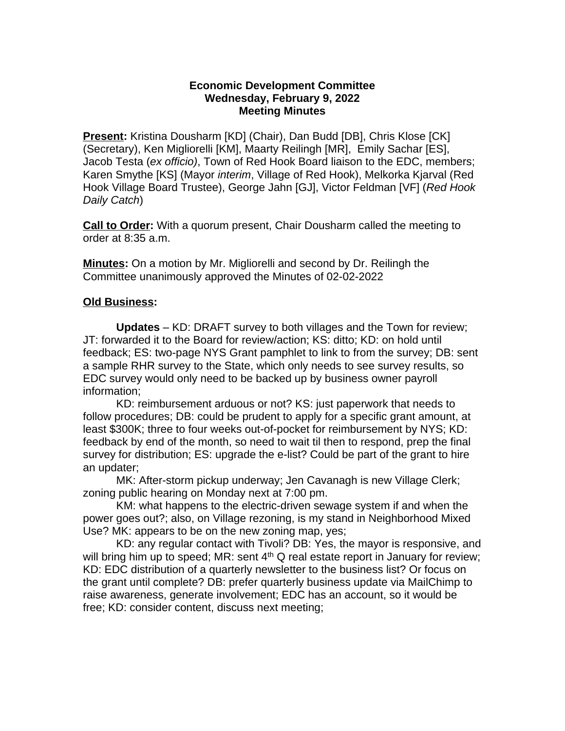**Economic Development Committee**
**Wednesday, February 9, 2022**
**Meeting Minutes**

**Present:** Kristina Dousharm [KD] (Chair), Dan Budd [DB], Chris Klose [CK] (Secretary), Ken Migliorelli [KM], Maarty Reilingh [MR], Emily Sachar [ES], Jacob Testa (*ex officio)*, Town of Red Hook Board liaison to the EDC, members; Karen Smythe [KS] (Mayor *interim*, Village of Red Hook), Melkorka Kjarval (Red Hook Village Board Trustee), George Jahn [GJ], Victor Feldman [VF] (*Red Hook Daily Catch*)

**Call to Order:** With a quorum present, Chair Dousharm called the meeting to order at 8:35 a.m.

**Minutes:** On a motion by Mr. Migliorelli and second by Dr. Reilingh the Committee unanimously approved the Minutes of 02-02-2022

**Old Business:**

**Updates** – KD: DRAFT survey to both villages and the Town for review; JT: forwarded it to the Board for review/action; KS: ditto; KD: on hold until feedback; ES: two-page NYS Grant pamphlet to link to from the survey; DB: sent a sample RHR survey to the State, which only needs to see survey results, so EDC survey would only need to be backed up by business owner payroll information;

KD: reimbursement arduous or not? KS: just paperwork that needs to follow procedures; DB: could be prudent to apply for a specific grant amount, at least $300K; three to four weeks out-of-pocket for reimbursement by NYS; KD: feedback by end of the month, so need to wait til then to respond, prep the final survey for distribution; ES: upgrade the e-list? Could be part of the grant to hire an updater;

MK: After-storm pickup underway; Jen Cavanagh is new Village Clerk; zoning public hearing on Monday next at 7:00 pm.

KM: what happens to the electric-driven sewage system if and when the power goes out?; also, on Village rezoning, is my stand in Neighborhood Mixed Use? MK: appears to be on the new zoning map, yes;

KD: any regular contact with Tivoli? DB: Yes, the mayor is responsive, and will bring him up to speed; MR: sent 4th Q real estate report in January for review; KD: EDC distribution of a quarterly newsletter to the business list? Or focus on the grant until complete? DB: prefer quarterly business update via MailChimp to raise awareness, generate involvement; EDC has an account, so it would be free; KD: consider content, discuss next meeting;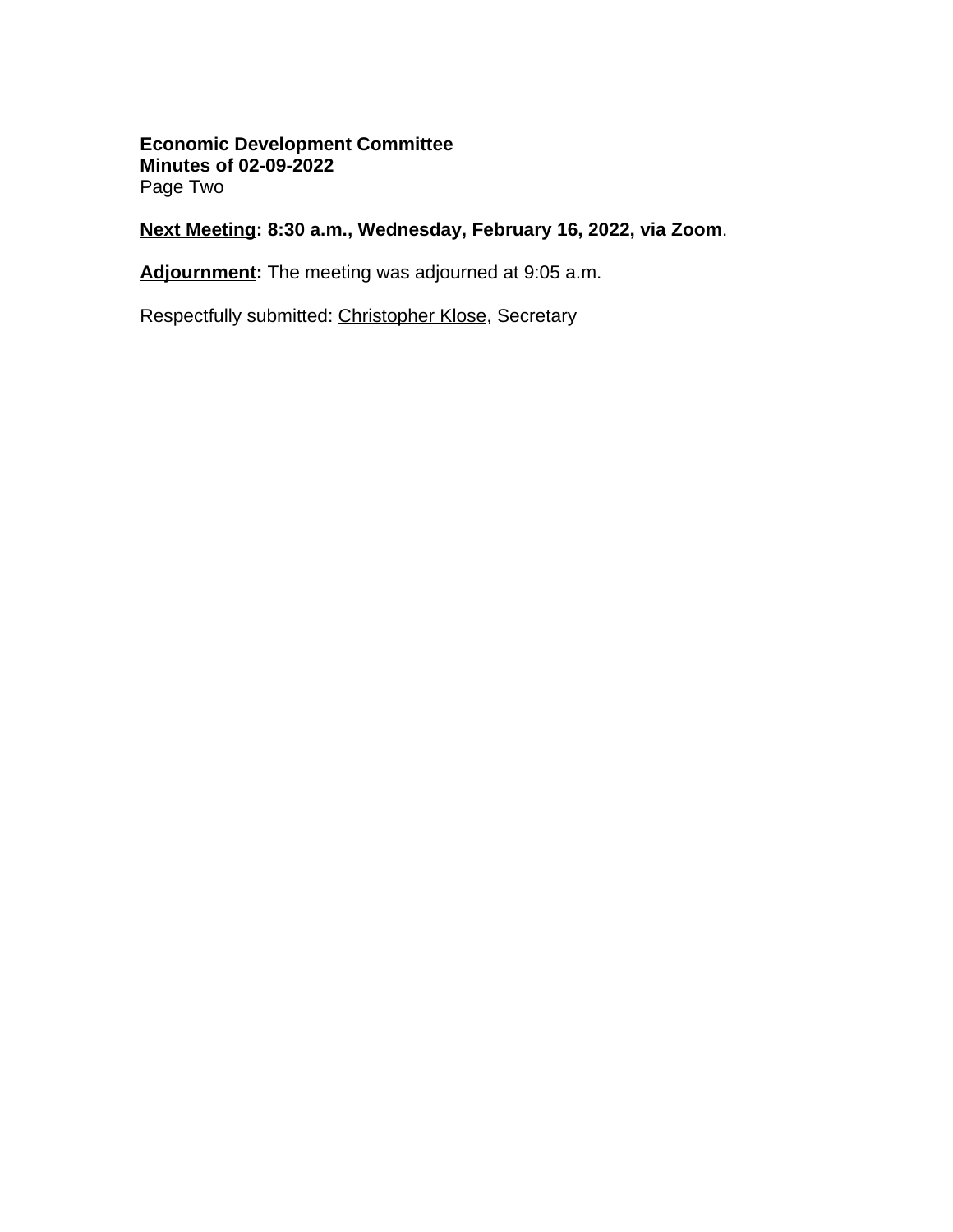**Next Meeting: 8:30 a.m., Wednesday, February 16, 2022, via Zoom**.

**Adjournment:** The meeting was adjourned at 9:05 a.m.

Respectfully submitted: Christopher Klose, Secretary